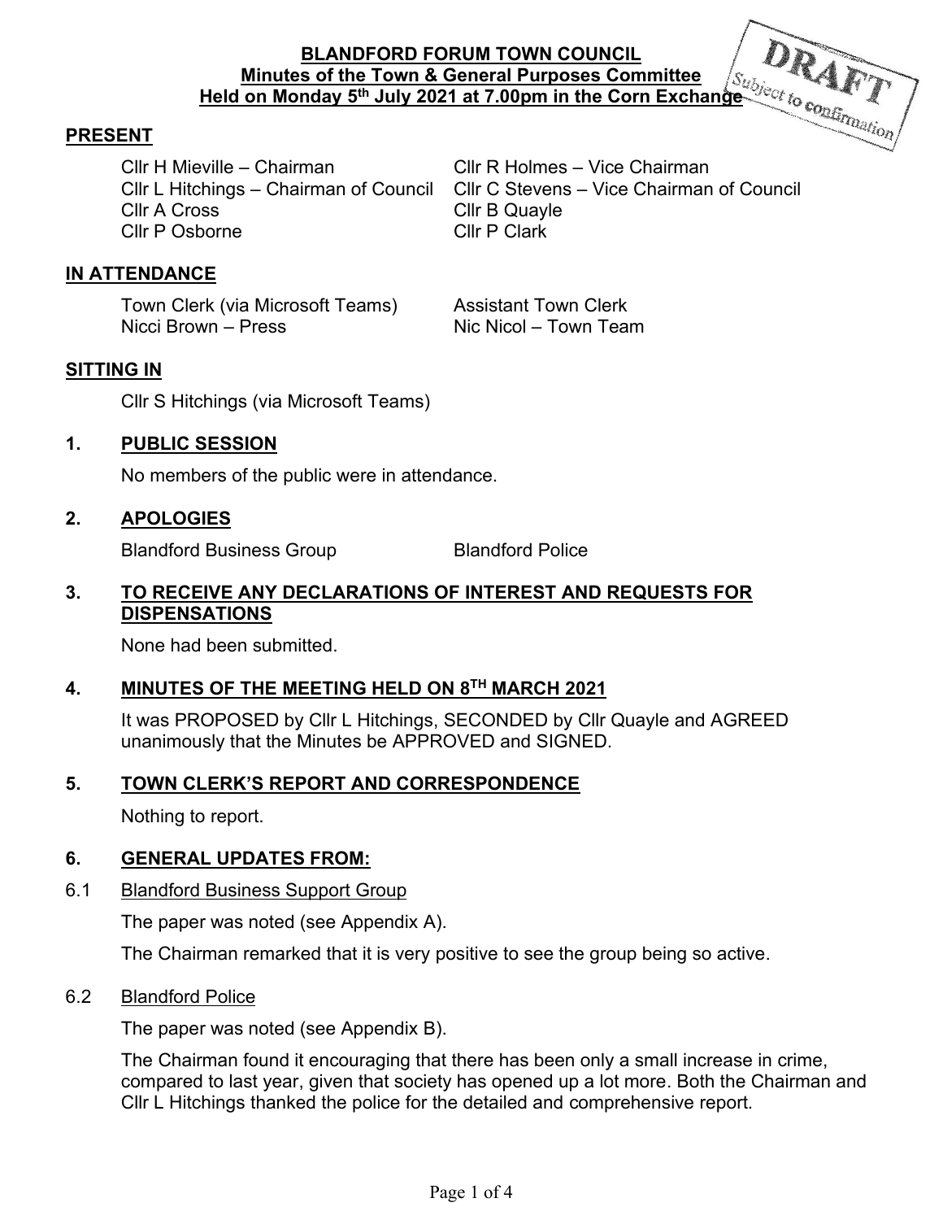# BLANDFORD FORUM TOWN COUNCIL
## Minutes of the Town & General Purposes Committee
## Held on Monday 5th July 2021 at 7.00pm in the Corn Exchange

DRAFT
Subject to confirmation

**PRESENT**

Cllr H Mieville – Chairman
Cllr R Holmes – Vice Chairman
Cllr L Hitchings – Chairman of Council
Cllr C Stevens – Vice Chairman of Council
Cllr A Cross
Cllr B Quayle
Cllr P Osborne
Cllr P Clark

**IN ATTENDANCE**

Town Clerk (via Microsoft Teams)
Assistant Town Clerk
Nicci Brown – Press
Nic Nicol – Town Team

**SITTING IN**

Cllr S Hitchings (via Microsoft Teams)

**1. PUBLIC SESSION**

No members of the public were in attendance.

**2. APOLOGIES**

Blandford Business Group
Blandford Police

**3. TO RECEIVE ANY DECLARATIONS OF INTEREST AND REQUESTS FOR DISPENSATIONS**

None had been submitted.

**4. MINUTES OF THE MEETING HELD ON 8TH MARCH 2021**

It was PROPOSED by Cllr L Hitchings, SECONDED by Cllr Quayle and AGREED unanimously that the Minutes be APPROVED and SIGNED.

**5. TOWN CLERK'S REPORT AND CORRESPONDENCE**

Nothing to report.

**6. GENERAL UPDATES FROM:**

6.1 Blandford Business Support Group

The paper was noted (see Appendix A).

The Chairman remarked that it is very positive to see the group being so active.

6.2 Blandford Police

The paper was noted (see Appendix B).

The Chairman found it encouraging that there has been only a small increase in crime, compared to last year, given that society has opened up a lot more. Both the Chairman and Cllr L Hitchings thanked the police for the detailed and comprehensive report.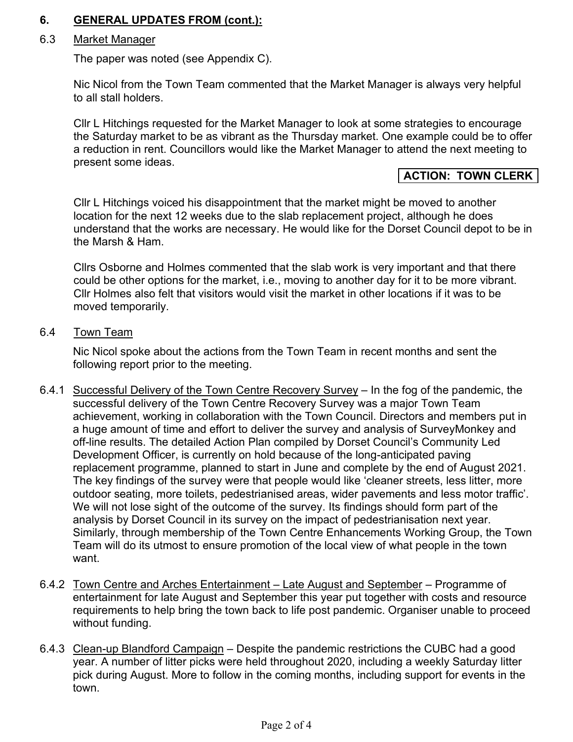## 6. GENERAL UPDATES FROM (cont.):

### 6.3 Market Manager

The paper was noted (see Appendix C).

Nic Nicol from the Town Team commented that the Market Manager is always very helpful to all stall holders.

Cllr L Hitchings requested for the Market Manager to look at some strategies to encourage the Saturday market to be as vibrant as the Thursday market. One example could be to offer a reduction in rent. Councillors would like the Market Manager to attend the next meeting to present some ideas.

**ACTION: TOWN CLERK**

Cllr L Hitchings voiced his disappointment that the market might be moved to another location for the next 12 weeks due to the slab replacement project, although he does understand that the works are necessary. He would like for the Dorset Council depot to be in the Marsh & Ham.

Cllrs Osborne and Holmes commented that the slab work is very important and that there could be other options for the market, i.e., moving to another day for it to be more vibrant. Cllr Holmes also felt that visitors would visit the market in other locations if it was to be moved temporarily.

### 6.4 Town Team

Nic Nicol spoke about the actions from the Town Team in recent months and sent the following report prior to the meeting.

6.4.1 Successful Delivery of the Town Centre Recovery Survey – In the fog of the pandemic, the successful delivery of the Town Centre Recovery Survey was a major Town Team achievement, working in collaboration with the Town Council. Directors and members put in a huge amount of time and effort to deliver the survey and analysis of SurveyMonkey and off-line results. The detailed Action Plan compiled by Dorset Council's Community Led Development Officer, is currently on hold because of the long-anticipated paving replacement programme, planned to start in June and complete by the end of August 2021. The key findings of the survey were that people would like 'cleaner streets, less litter, more outdoor seating, more toilets, pedestrianised areas, wider pavements and less motor traffic'. We will not lose sight of the outcome of the survey. Its findings should form part of the analysis by Dorset Council in its survey on the impact of pedestrianisation next year. Similarly, through membership of the Town Centre Enhancements Working Group, the Town Team will do its utmost to ensure promotion of the local view of what people in the town want.

6.4.2 Town Centre and Arches Entertainment – Late August and September – Programme of entertainment for late August and September this year put together with costs and resource requirements to help bring the town back to life post pandemic. Organiser unable to proceed without funding.

6.4.3 Clean-up Blandford Campaign – Despite the pandemic restrictions the CUBC had a good year. A number of litter picks were held throughout 2020, including a weekly Saturday litter pick during August. More to follow in the coming months, including support for events in the town.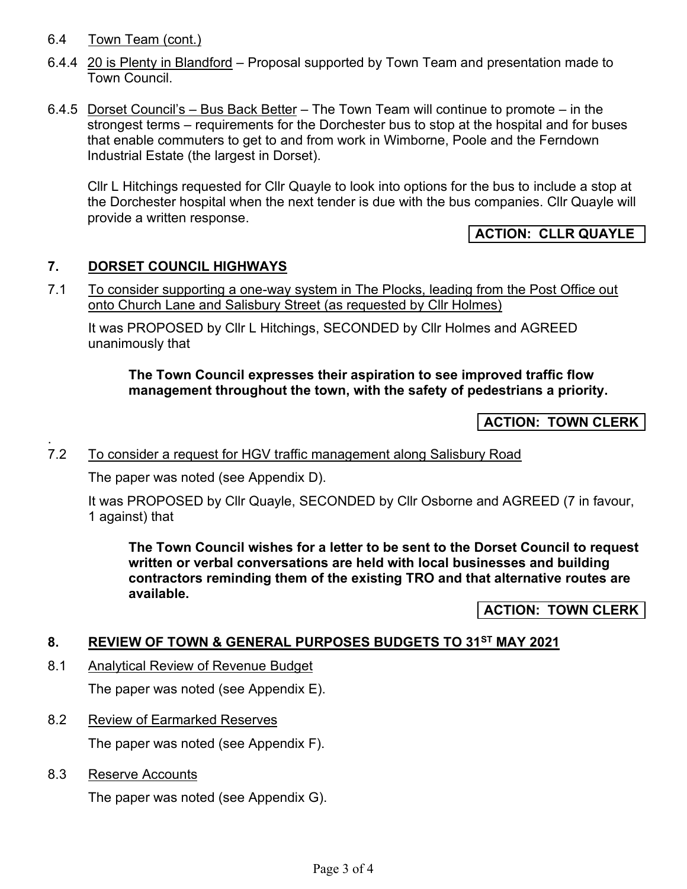6.4 Town Team (cont.)

6.4.4 20 is Plenty in Blandford – Proposal supported by Town Team and presentation made to Town Council.

6.4.5 Dorset Council's – Bus Back Better – The Town Team will continue to promote – in the strongest terms – requirements for the Dorchester bus to stop at the hospital and for buses that enable commuters to get to and from work in Wimborne, Poole and the Ferndown Industrial Estate (the largest in Dorset).

Cllr L Hitchings requested for Cllr Quayle to look into options for the bus to include a stop at the Dorchester hospital when the next tender is due with the bus companies. Cllr Quayle will provide a written response.

**ACTION: CLLR QUAYLE**

## 7. DORSET COUNCIL HIGHWAYS

7.1 To consider supporting a one-way system in The Plocks, leading from the Post Office out onto Church Lane and Salisbury Street (as requested by Cllr Holmes)

It was PROPOSED by Cllr L Hitchings, SECONDED by Cllr Holmes and AGREED unanimously that

**The Town Council expresses their aspiration to see improved traffic flow management throughout the town, with the safety of pedestrians a priority.**

**ACTION: TOWN CLERK**

7.2 To consider a request for HGV traffic management along Salisbury Road

The paper was noted (see Appendix D).

It was PROPOSED by Cllr Quayle, SECONDED by Cllr Osborne and AGREED (7 in favour, 1 against) that

**The Town Council wishes for a letter to be sent to the Dorset Council to request written or verbal conversations are held with local businesses and building contractors reminding them of the existing TRO and that alternative routes are available.**

**ACTION: TOWN CLERK**

## 8. REVIEW OF TOWN & GENERAL PURPOSES BUDGETS TO 31ST MAY 2021

8.1 Analytical Review of Revenue Budget

The paper was noted (see Appendix E).

8.2 Review of Earmarked Reserves

The paper was noted (see Appendix F).

8.3 Reserve Accounts

The paper was noted (see Appendix G).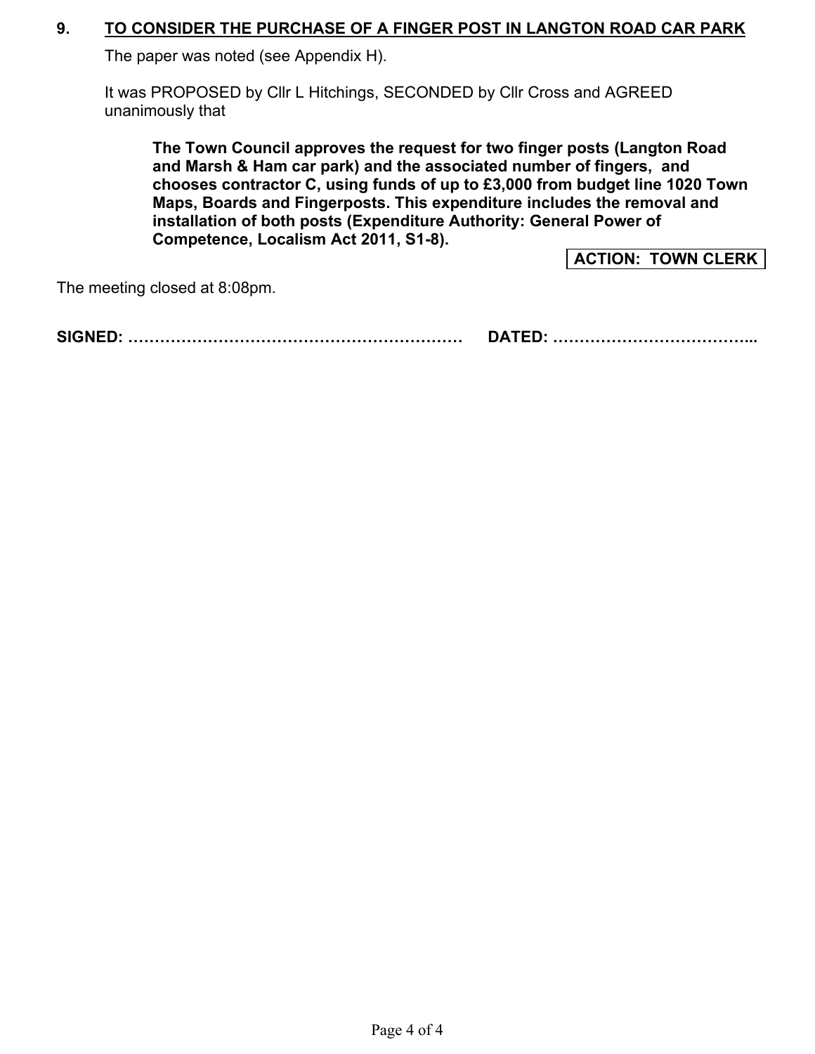## 9. TO CONSIDER THE PURCHASE OF A FINGER POST IN LANGTON ROAD CAR PARK

The paper was noted (see Appendix H).

It was PROPOSED by Cllr L Hitchings, SECONDED by Cllr Cross and AGREED unanimously that

> **The Town Council approves the request for two finger posts (Langton Road and Marsh & Ham car park) and the associated number of fingers, and chooses contractor C, using funds of up to £3,000 from budget line 1020 Town Maps, Boards and Fingerposts. This expenditure includes the removal and installation of both posts (Expenditure Authority: General Power of Competence, Localism Act 2011, S1-8).**

**ACTION: TOWN CLERK**

The meeting closed at 8:08pm.

**SIGNED: ……………………………………………………… DATED: ………………………………..**